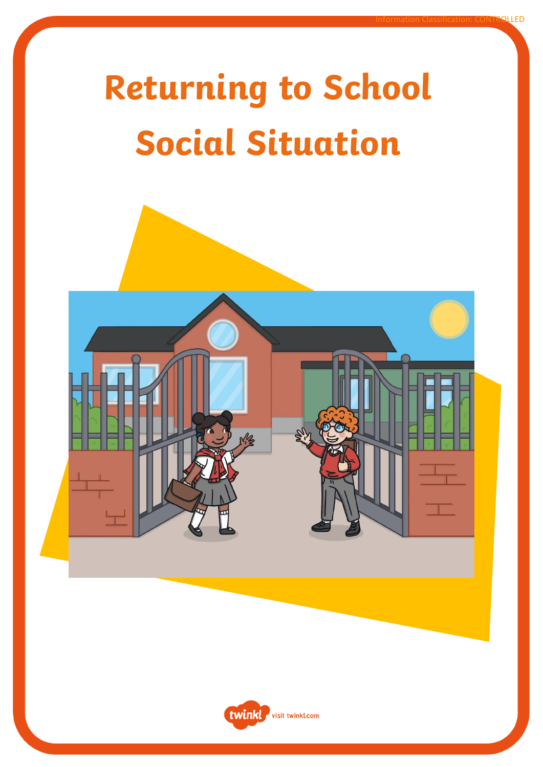Information Classification: CONTROLLED

# Returning to School Social Situation

visit twinkl.com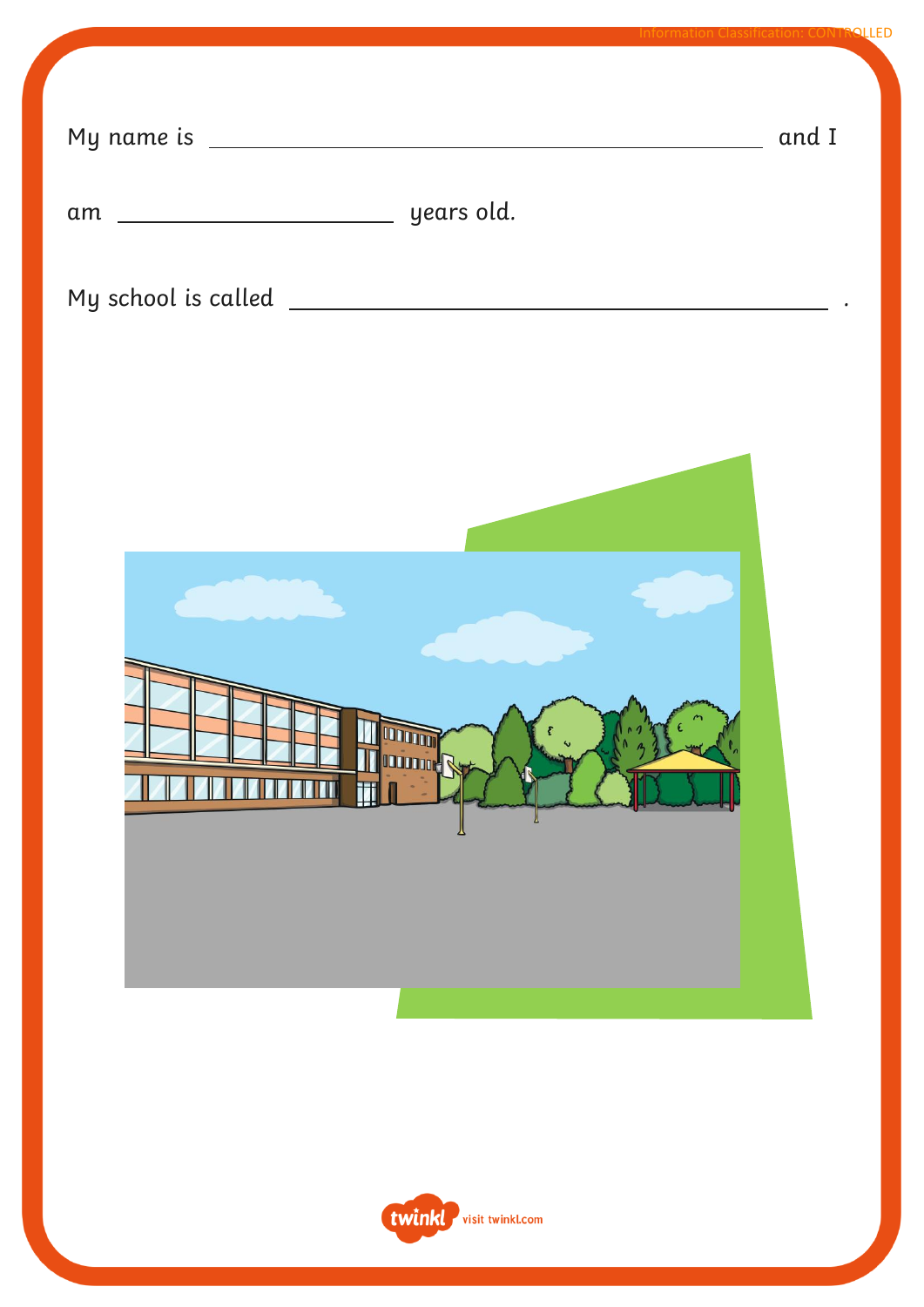My name is ______________________________ and I

am ____________ years old.

My school is called ______________________________.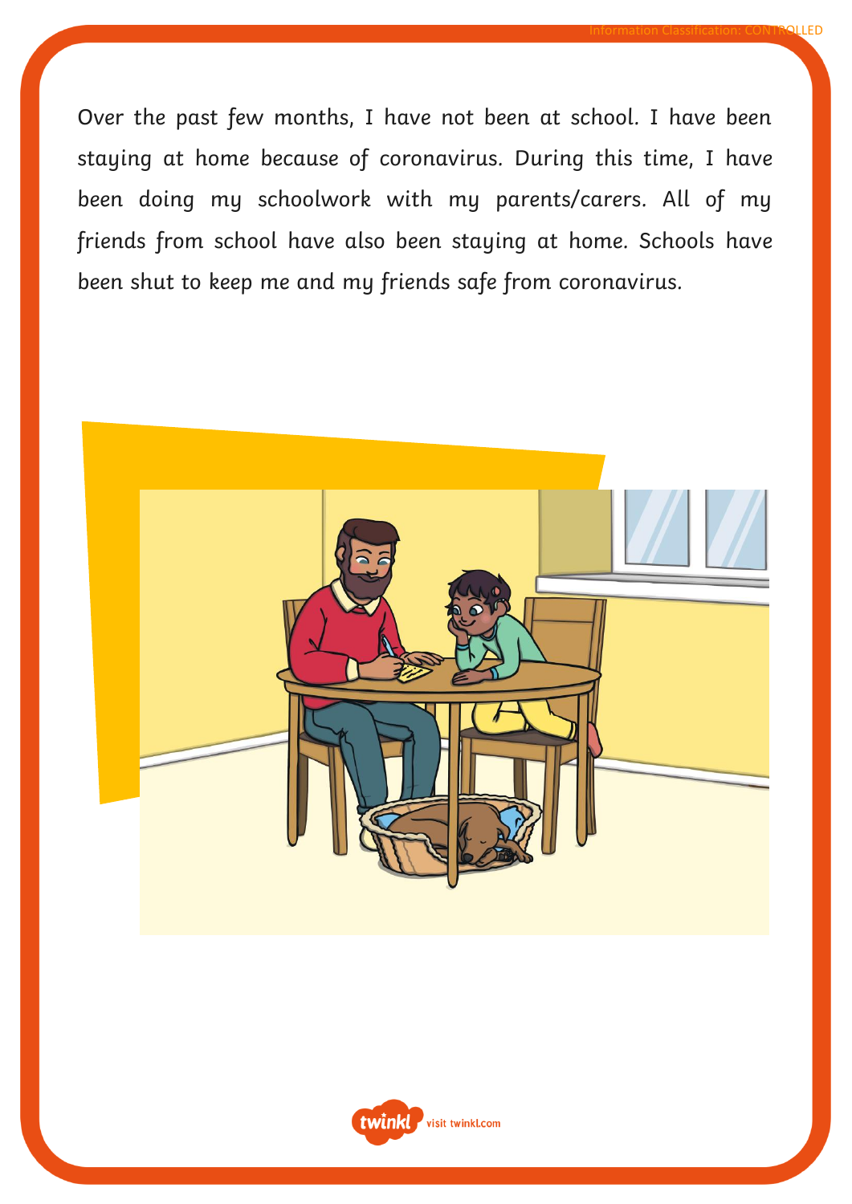Over the past few months, I have not been at school. I have been staying at home because of coronavirus. During this time, I have been doing my schoolwork with my parents/carers. All of my friends from school have also been staying at home. Schools have been shut to keep me and my friends safe from coronavirus.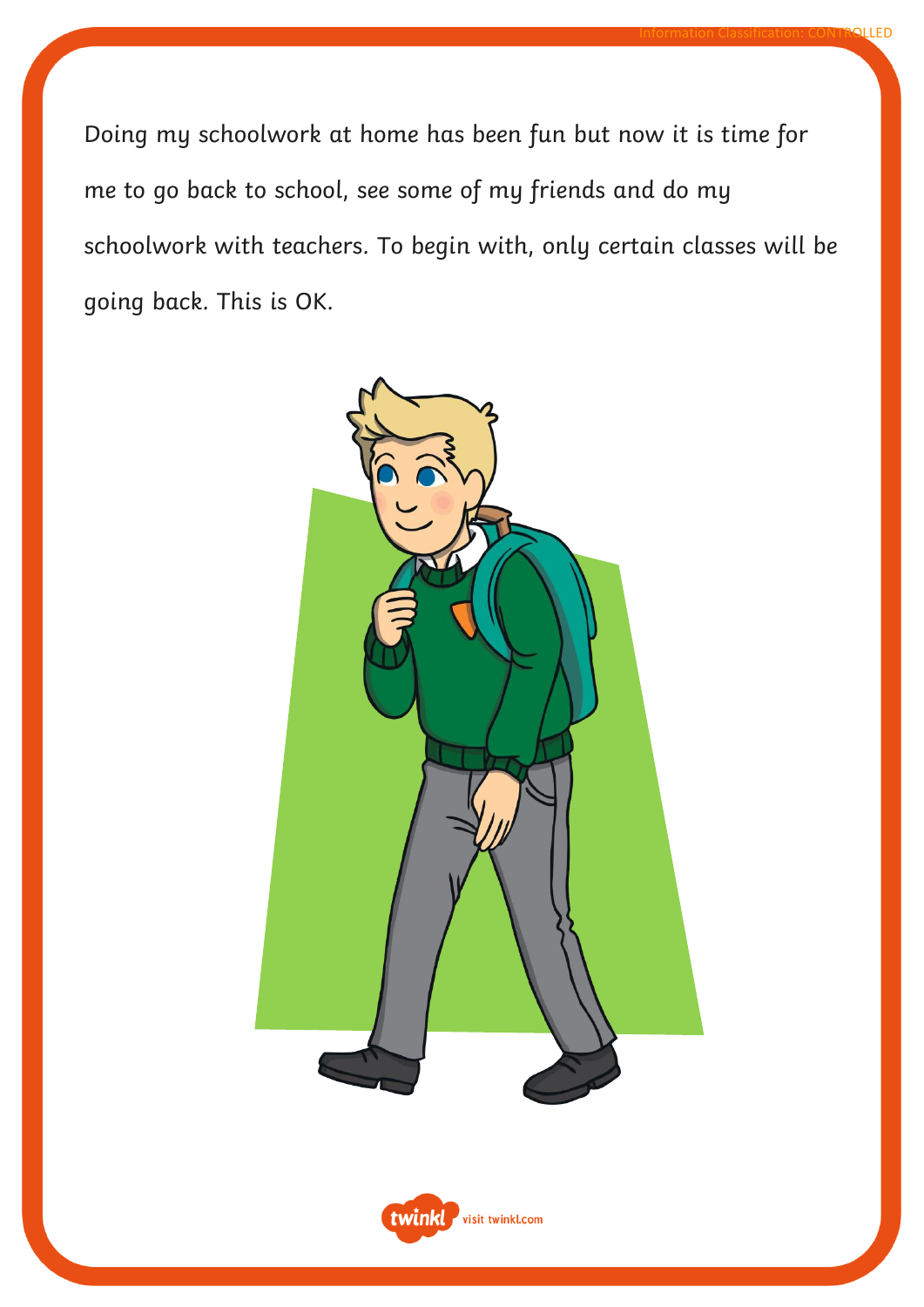Doing my schoolwork at home has been fun but now it is time for me to go back to school, see some of my friends and do my schoolwork with teachers. To begin with, only certain classes will be going back. This is OK.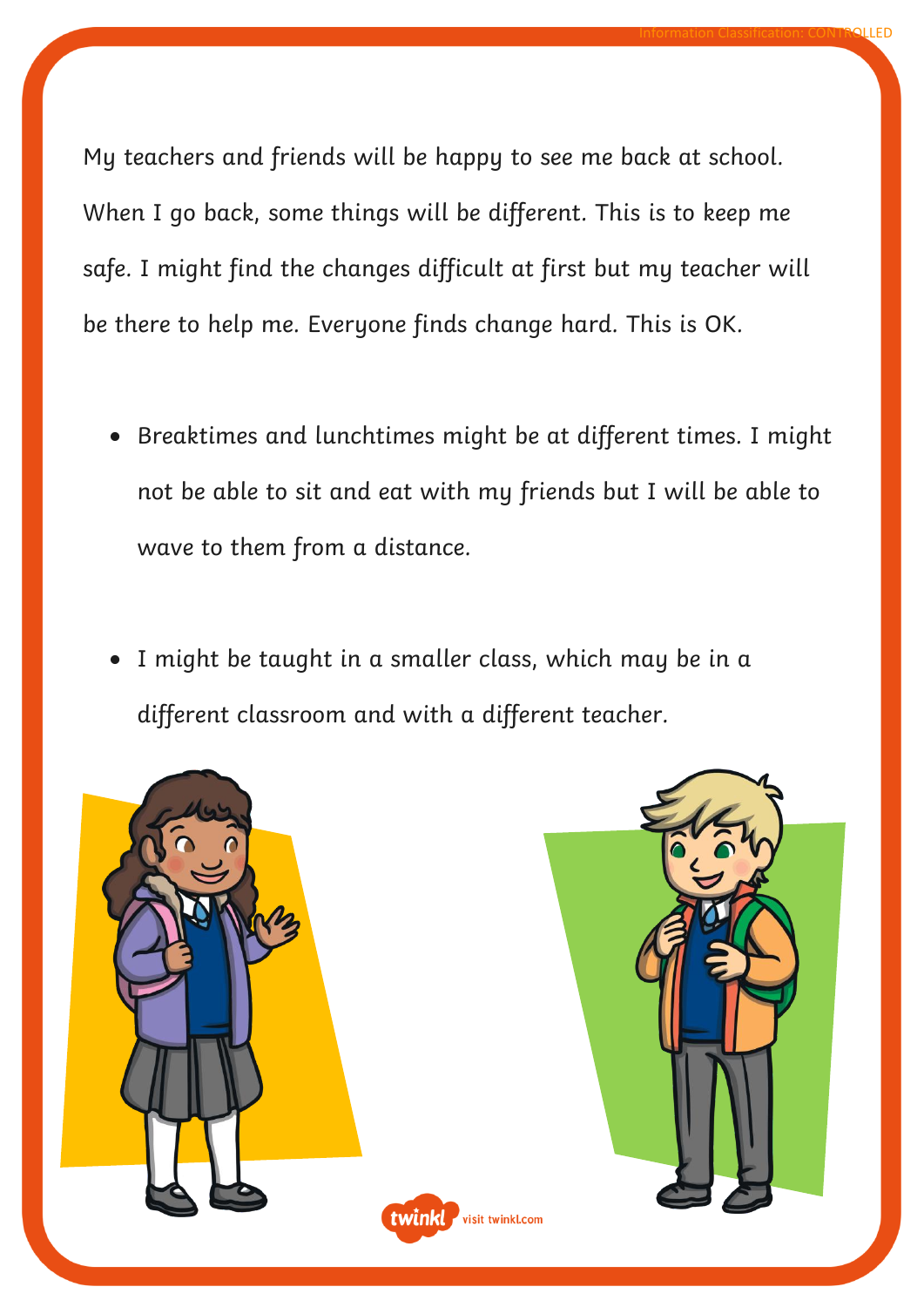My teachers and friends will be happy to see me back at school. When I go back, some things will be different. This is to keep me safe. I might find the changes difficult at first but my teacher will be there to help me. Everyone finds change hard. This is OK.

- Breaktimes and lunchtimes might be at different times. I might not be able to sit and eat with my friends but I will be able to wave to them from a distance.

- I might be taught in a smaller class, which may be in a different classroom and with a different teacher.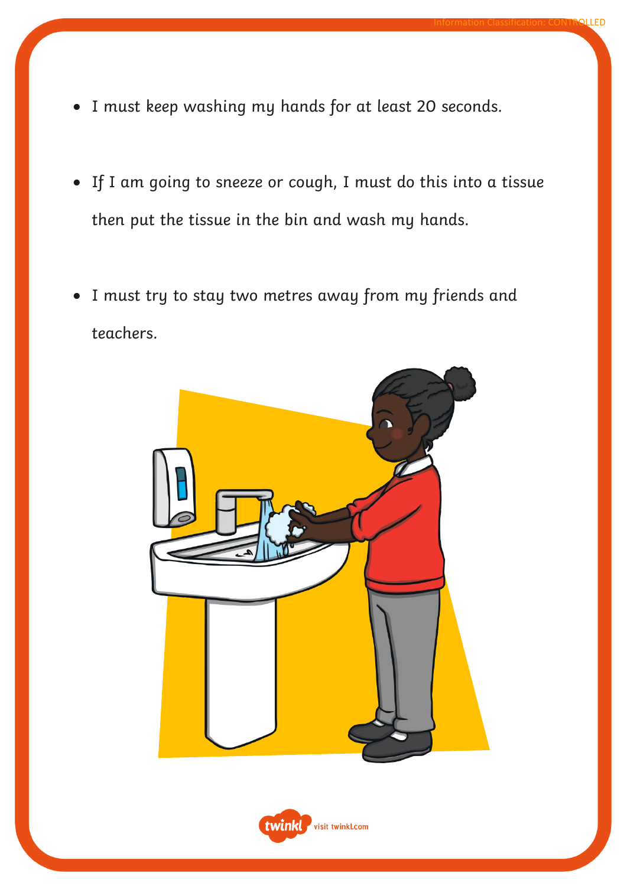- I must keep washing my hands for at least 20 seconds.
- If I am going to sneeze or cough, I must do this into a tissue then put the tissue in the bin and wash my hands.
- I must try to stay two metres away from my friends and teachers.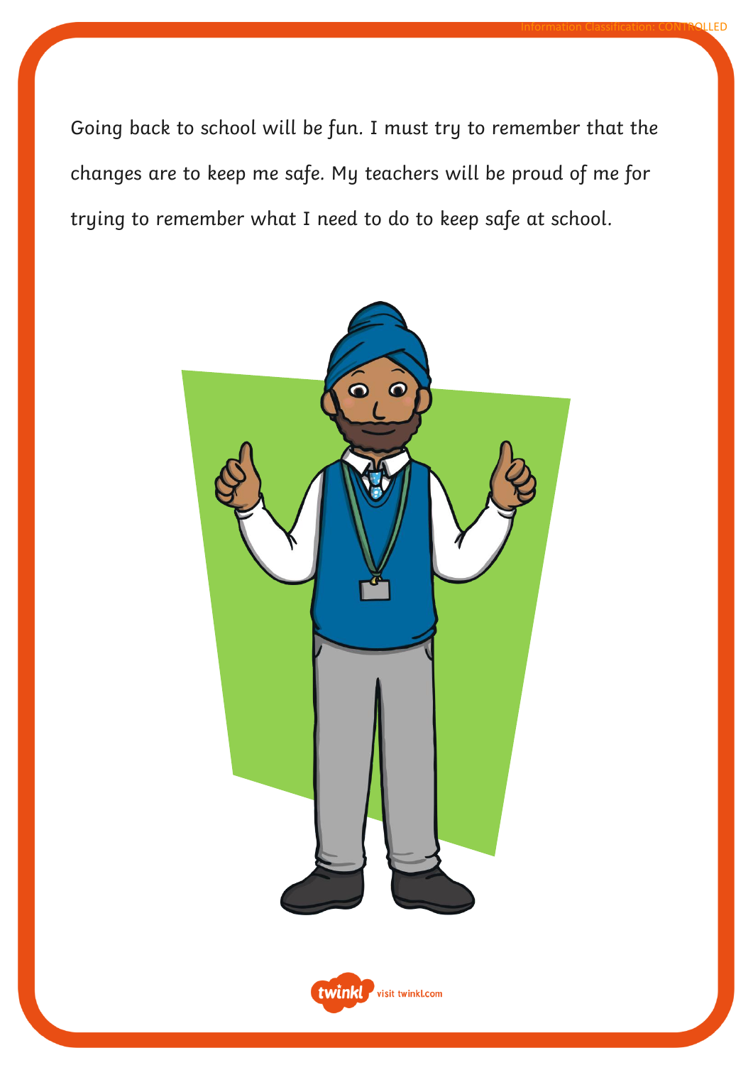Going back to school will be fun. I must try to remember that the changes are to keep me safe. My teachers will be proud of me for trying to remember what I need to do to keep safe at school.